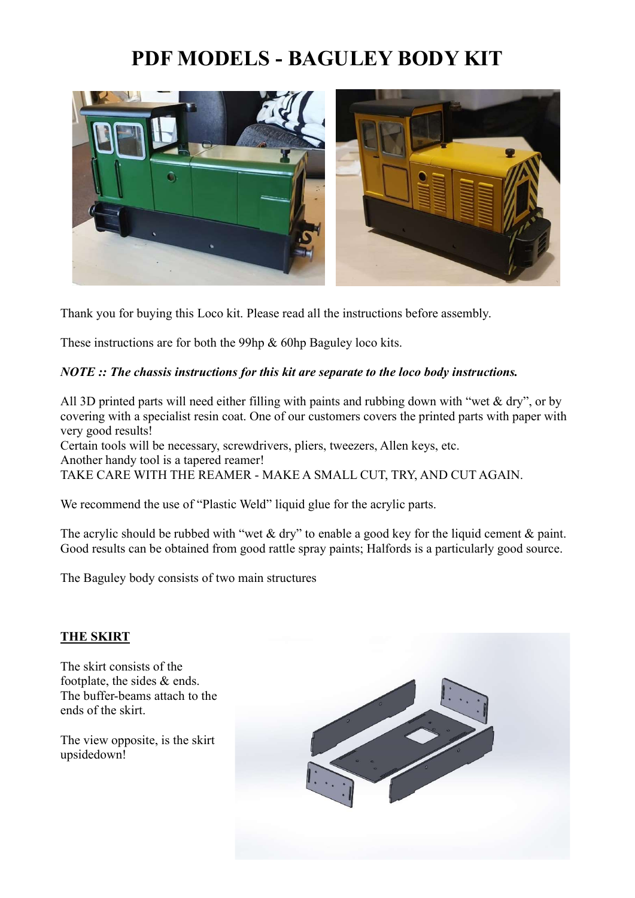# PDF MODELS - BAGULEY BODY KIT

Thank you for buying this Loco kit. Please read all the instructions before assembly.

These instructions are for both the 99hp & 60hp Baguley loco kits.

***NOTE :: The chassis instructions for this kit are separate to the loco body instructions.***

All 3D printed parts will need either filling with paints and rubbing down with "wet & dry", or by covering with a specialist resin coat. One of our customers covers the printed parts with paper with very good results!
Certain tools will be necessary, screwdrivers, pliers, tweezers, Allen keys, etc.
Another handy tool is a tapered reamer!
TAKE CARE WITH THE REAMER - MAKE A SMALL CUT, TRY, AND CUT AGAIN.

We recommend the use of "Plastic Weld" liquid glue for the acrylic parts.

The acrylic should be rubbed with "wet & dry" to enable a good key for the liquid cement & paint.
Good results can be obtained from good rattle spray paints; Halfords is a particularly good source.

The Baguley body consists of two main structures

**THE SKIRT**

The skirt consists of the footplate, the sides & ends.
The buffer-beams attach to the ends of the skirt.

The view opposite, is the skirt upsidedown!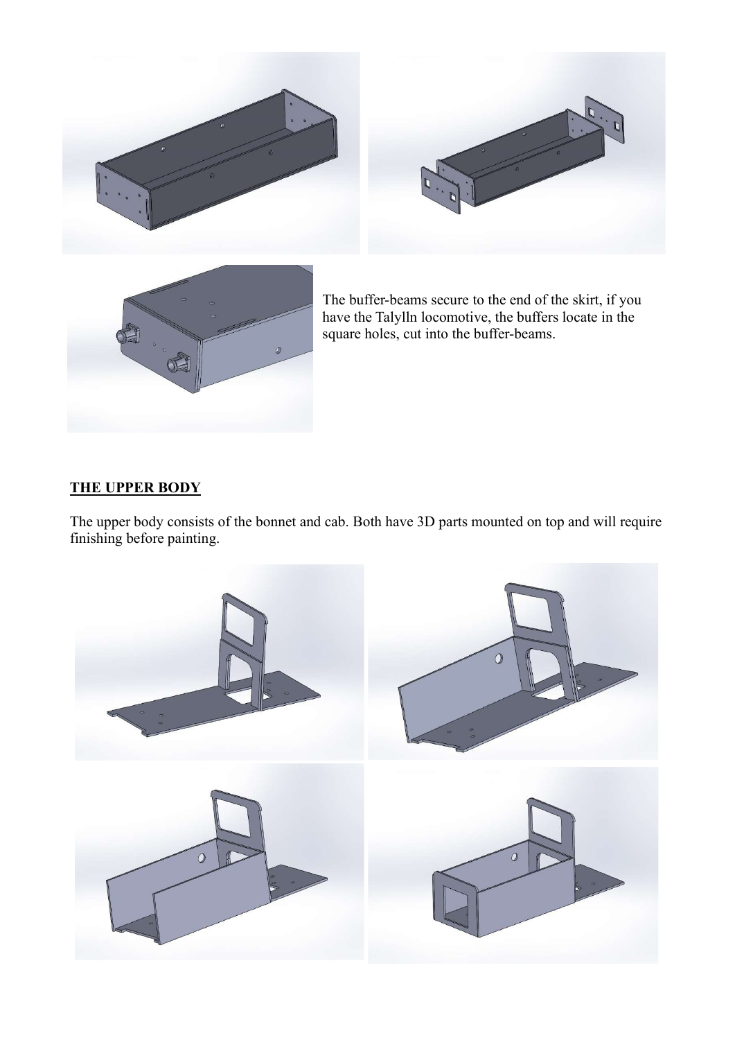The buffer-beams secure to the end of the skirt, if you have the Talylln locomotive, the buffers locate in the square holes, cut into the buffer-beams.

## **THE UPPER BODY**

The upper body consists of the bonnet and cab. Both have 3D parts mounted on top and will require finishing before painting.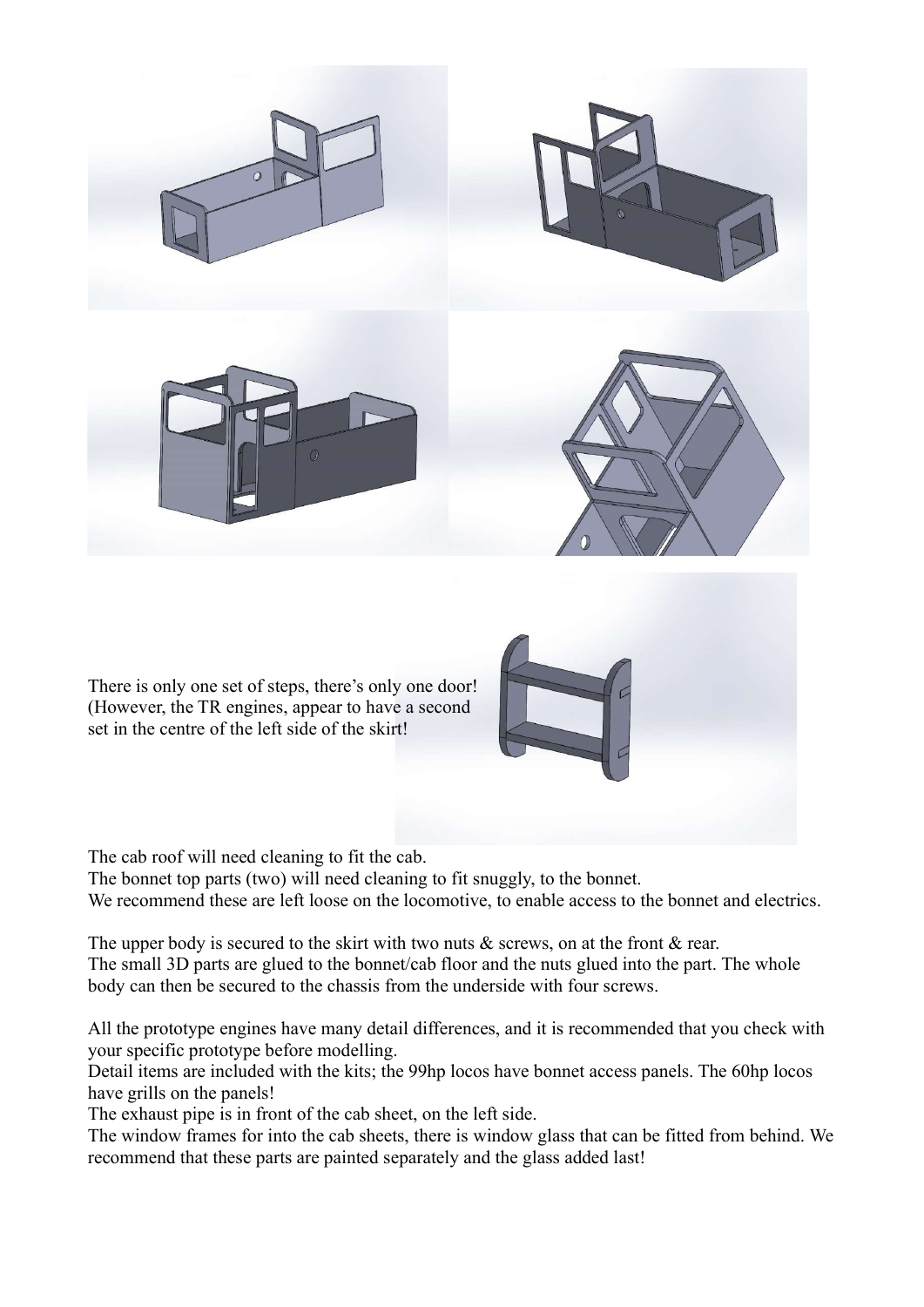There is only one set of steps, there's only one door! (However, the TR engines, appear to have a second set in the centre of the left side of the skirt!

The cab roof will need cleaning to fit the cab.
The bonnet top parts (two) will need cleaning to fit snuggly, to the bonnet.
We recommend these are left loose on the locomotive, to enable access to the bonnet and electrics.

The upper body is secured to the skirt with two nuts & screws, on at the front & rear.
The small 3D parts are glued to the bonnet/cab floor and the nuts glued into the part. The whole body can then be secured to the chassis from the underside with four screws.

All the prototype engines have many detail differences, and it is recommended that you check with your specific prototype before modelling.
Detail items are included with the kits; the 99hp locos have bonnet access panels. The 60hp locos have grills on the panels!
The exhaust pipe is in front of the cab sheet, on the left side.
The window frames for into the cab sheets, there is window glass that can be fitted from behind. We recommend that these parts are painted separately and the glass added last!